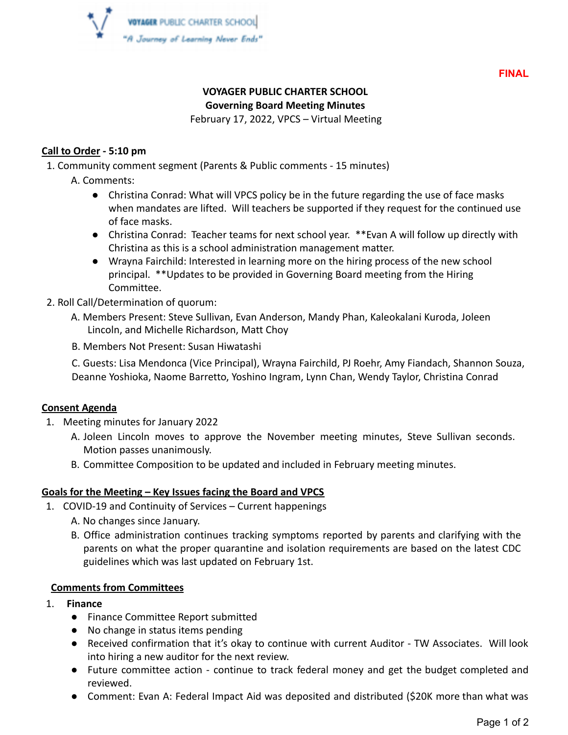VOYAGER PUBLIC CHARTER SCHOOL
"A Journey of Learning Never Ends"

**FINAL**

# VOYAGER PUBLIC CHARTER SCHOOL
## Governing Board Meeting Minutes

February 17, 2022, VPCS – Virtual Meeting

**Call to Order - 5:10 pm**

1. Community comment segment (Parents & Public comments - 15 minutes)
   A. Comments:
      - Christina Conrad: What will VPCS policy be in the future regarding the use of face masks when mandates are lifted. Will teachers be supported if they request for the continued use of face masks.
      - Christina Conrad: Teacher teams for next school year. **Evan A will follow up directly with Christina as this is a school administration management matter.
      - Wrayna Fairchild: Interested in learning more on the hiring process of the new school principal. **Updates to be provided in Governing Board meeting from the Hiring Committee.
2. Roll Call/Determination of quorum:
   A. Members Present: Steve Sullivan, Evan Anderson, Mandy Phan, Kaleokalani Kuroda, Joleen Lincoln, and Michelle Richardson, Matt Choy
   B. Members Not Present: Susan Hiwatashi
   C. Guests: Lisa Mendonca (Vice Principal), Wrayna Fairchild, PJ Roehr, Amy Fiandach, Shannon Souza, Deanne Yoshioka, Naome Barretto, Yoshino Ingram, Lynn Chan, Wendy Taylor, Christina Conrad

**Consent Agenda**

1. Meeting minutes for January 2022
   A. Joleen Lincoln moves to approve the November meeting minutes, Steve Sullivan seconds. Motion passes unanimously.
   B. Committee Composition to be updated and included in February meeting minutes.

**Goals for the Meeting – Key Issues facing the Board and VPCS**

1. COVID-19 and Continuity of Services – Current happenings
   A. No changes since January.
   B. Office administration continues tracking symptoms reported by parents and clarifying with the parents on what the proper quarantine and isolation requirements are based on the latest CDC guidelines which was last updated on February 1st.

**Comments from Committees**

1. **Finance**
   - Finance Committee Report submitted
   - No change in status items pending
   - Received confirmation that it's okay to continue with current Auditor - TW Associates. Will look into hiring a new auditor for the next review.
   - Future committee action - continue to track federal money and get the budget completed and reviewed.
   - Comment: Evan A: Federal Impact Aid was deposited and distributed ($20K more than what was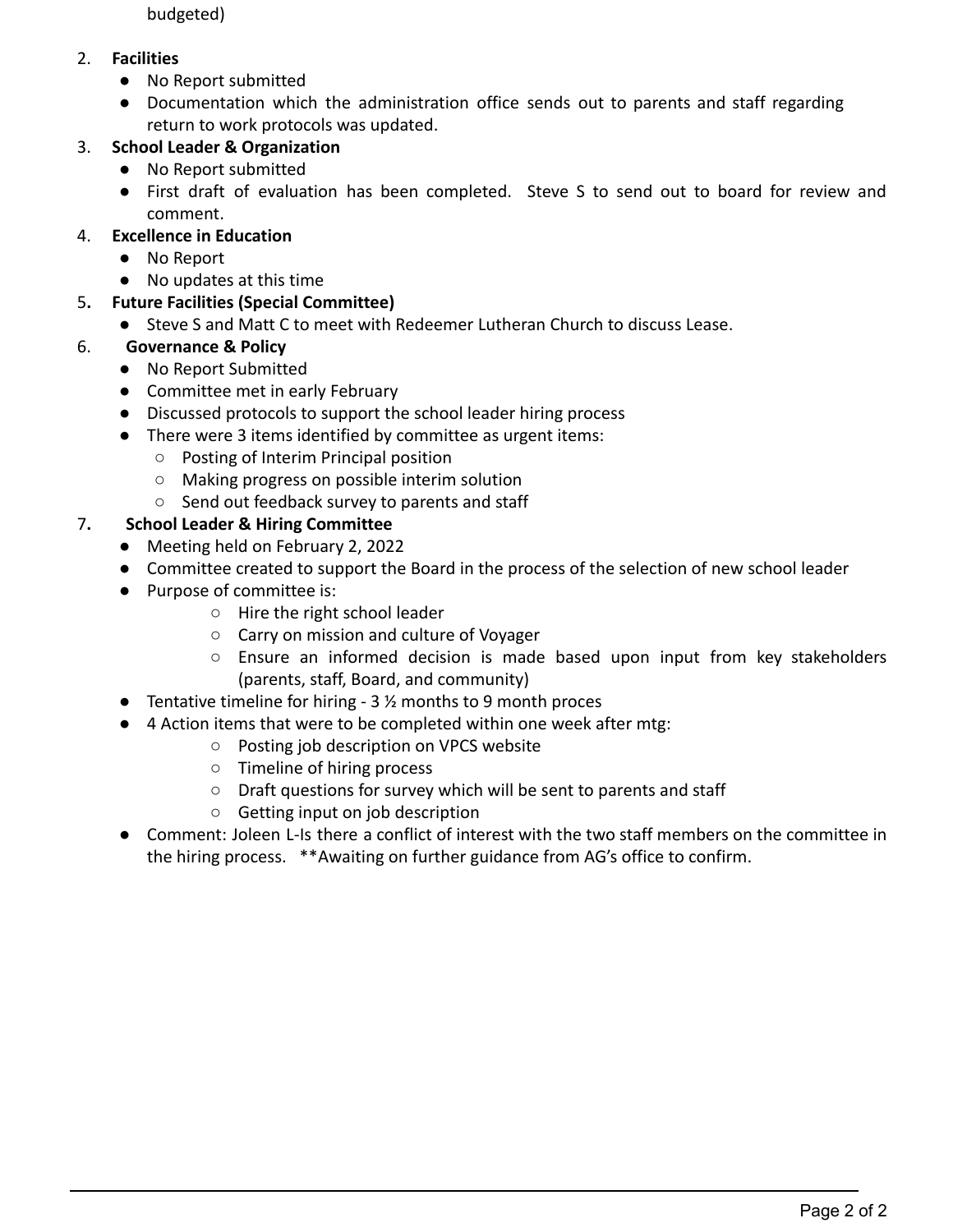budgeted)

2. **Facilities**
   - No Report submitted
   - Documentation which the administration office sends out to parents and staff regarding return to work protocols was updated.
3. **School Leader & Organization**
   - No Report submitted
   - First draft of evaluation has been completed. Steve S to send out to board for review and comment.
4. **Excellence in Education**
   - No Report
   - No updates at this time
5. **Future Facilities (Special Committee)**
   - Steve S and Matt C to meet with Redeemer Lutheran Church to discuss Lease.
6. **Governance & Policy**
   - No Report Submitted
   - Committee met in early February
   - Discussed protocols to support the school leader hiring process
   - There were 3 items identified by committee as urgent items:
     - Posting of Interim Principal position
     - Making progress on possible interim solution
     - Send out feedback survey to parents and staff
7. **School Leader & Hiring Committee**
   - Meeting held on February 2, 2022
   - Committee created to support the Board in the process of the selection of new school leader
   - Purpose of committee is:
     - Hire the right school leader
     - Carry on mission and culture of Voyager
     - Ensure an informed decision is made based upon input from key stakeholders (parents, staff, Board, and community)
   - Tentative timeline for hiring - 3 ½ months to 9 month proces
   - 4 Action items that were to be completed within one week after mtg:
     - Posting job description on VPCS website
     - Timeline of hiring process
     - Draft questions for survey which will be sent to parents and staff
     - Getting input on job description
   - Comment: Joleen L-Is there a conflict of interest with the two staff members on the committee in the hiring process. **Awaiting on further guidance from AG's office to confirm.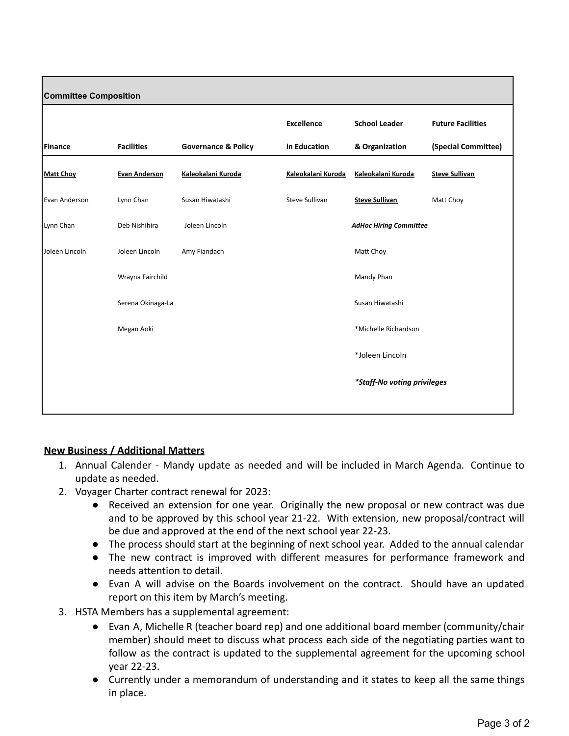| Committee Composition | | | | | |
|---|---|---|---|---|---|
| Finance | Facilities | Governance & Policy | Excellence in Education | School Leader & Organization | Future Facilities (Special Committee) |
| **Matt Choy** | **Evan Anderson** | **Kaleokalani Kuroda** | **Kaleokalani Kuroda** | **Kaleokalani Kuroda** | **Steve Sullivan** |
| Evan Anderson | Lynn Chan | Susan Hiwatashi | Steve Sullivan | **Steve Sullivan** | Matt Choy |
| Lynn Chan | Deb Nishihira | Joleen Lincoln | | ***AdHoc Hiring Committee*** | |
| Joleen Lincoln | Joleen Lincoln | Amy Fiandach | | Matt Choy | |
| | Wrayna Fairchild | | | Mandy Phan | |
| | Serena Okinaga-La | | | Susan Hiwatashi | |
| | Megan Aoki | | | *Michelle Richardson | |
| | | | | *Joleen Lincoln | |
| | | | | ***Staff-No voting privileges*** | |

## New Business / Additional Matters

1. Annual Calender - Mandy update as needed and will be included in March Agenda. Continue to update as needed.
2. Voyager Charter contract renewal for 2023:
   - Received an extension for one year. Originally the new proposal or new contract was due and to be approved by this school year 21-22. With extension, new proposal/contract will be due and approved at the end of the next school year 22-23.
   - The process should start at the beginning of next school year. Added to the annual calendar
   - The new contract is improved with different measures for performance framework and needs attention to detail.
   - Evan A will advise on the Boards involvement on the contract. Should have an updated report on this item by March's meeting.
3. HSTA Members has a supplemental agreement:
   - Evan A, Michelle R (teacher board rep) and one additional board member (community/chair member) should meet to discuss what process each side of the negotiating parties want to follow as the contract is updated to the supplemental agreement for the upcoming school year 22-23.
   - Currently under a memorandum of understanding and it states to keep all the same things in place.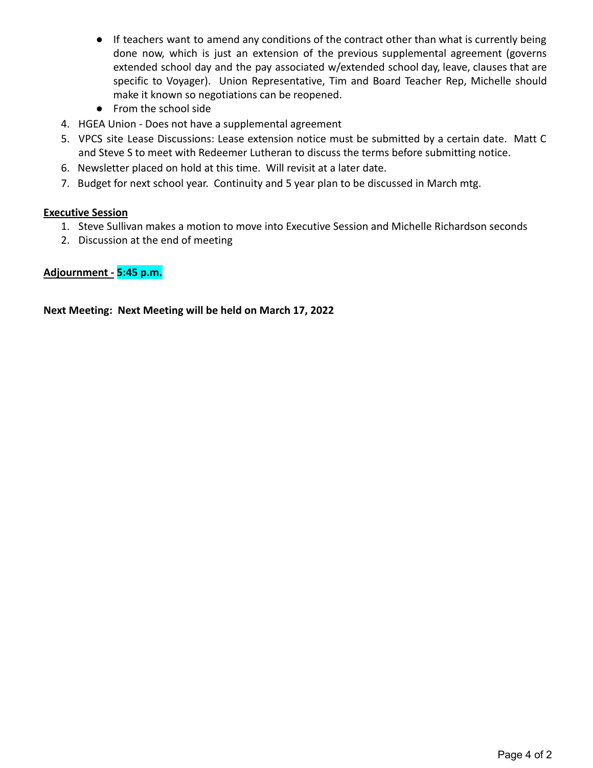- If teachers want to amend any conditions of the contract other than what is currently being done now, which is just an extension of the previous supplemental agreement (governs extended school day and the pay associated w/extended school day, leave, clauses that are specific to Voyager). Union Representative, Tim and Board Teacher Rep, Michelle should make it known so negotiations can be reopened.
- From the school side

4. HGEA Union - Does not have a supplemental agreement
5. VPCS site Lease Discussions: Lease extension notice must be submitted by a certain date. Matt C and Steve S to meet with Redeemer Lutheran to discuss the terms before submitting notice.
6. Newsletter placed on hold at this time. Will revisit at a later date.
7. Budget for next school year. Continuity and 5 year plan to be discussed in March mtg.

**Executive Session**

1. Steve Sullivan makes a motion to move into Executive Session and Michelle Richardson seconds
2. Discussion at the end of meeting

**Adjournment - 5:45 p.m.**

**Next Meeting: Next Meeting will be held on March 17, 2022**